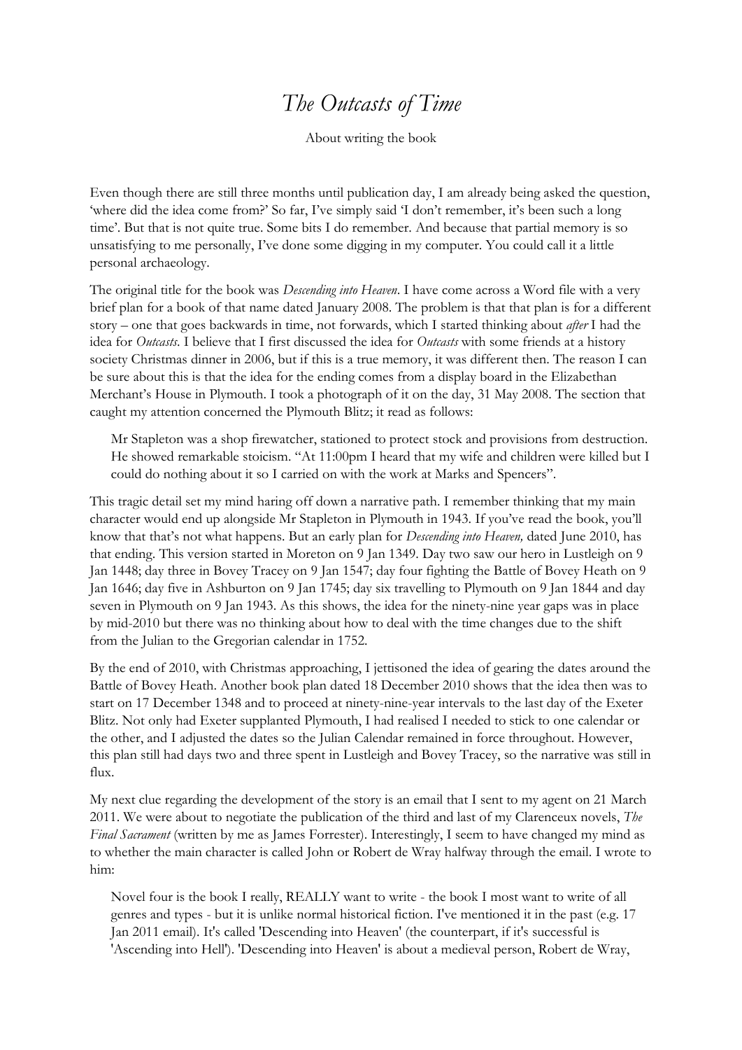# *The Outcasts of Time*

About writing the book

Even though there are still three months until publication day, I am already being asked the question, 'where did the idea come from?' So far, I've simply said 'I don't remember, it's been such a long time'. But that is not quite true. Some bits I do remember. And because that partial memory is so unsatisfying to me personally, I've done some digging in my computer. You could call it a little personal archaeology.

The original title for the book was *Descending into Heaven*. I have come across a Word file with a very brief plan for a book of that name dated January 2008. The problem is that that plan is for a different story – one that goes backwards in time, not forwards, which I started thinking about *after* I had the idea for *Outcasts*. I believe that I first discussed the idea for *Outcasts* with some friends at a history society Christmas dinner in 2006, but if this is a true memory, it was different then. The reason I can be sure about this is that the idea for the ending comes from a display board in the Elizabethan Merchant's House in Plymouth. I took a photograph of it on the day, 31 May 2008. The section that caught my attention concerned the Plymouth Blitz; it read as follows:

> Mr Stapleton was a shop firewatcher, stationed to protect stock and provisions from destruction. He showed remarkable stoicism. "At 11:00pm I heard that my wife and children were killed but I could do nothing about it so I carried on with the work at Marks and Spencers".

This tragic detail set my mind haring off down a narrative path. I remember thinking that my main character would end up alongside Mr Stapleton in Plymouth in 1943. If you've read the book, you'll know that that's not what happens. But an early plan for *Descending into Heaven,* dated June 2010, has that ending. This version started in Moreton on 9 Jan 1349. Day two saw our hero in Lustleigh on 9 Jan 1448; day three in Bovey Tracey on 9 Jan 1547; day four fighting the Battle of Bovey Heath on 9 Jan 1646; day five in Ashburton on 9 Jan 1745; day six travelling to Plymouth on 9 Jan 1844 and day seven in Plymouth on 9 Jan 1943. As this shows, the idea for the ninety-nine year gaps was in place by mid-2010 but there was no thinking about how to deal with the time changes due to the shift from the Julian to the Gregorian calendar in 1752.

By the end of 2010, with Christmas approaching, I jettisoned the idea of gearing the dates around the Battle of Bovey Heath. Another book plan dated 18 December 2010 shows that the idea then was to start on 17 December 1348 and to proceed at ninety-nine-year intervals to the last day of the Exeter Blitz. Not only had Exeter supplanted Plymouth, I had realised I needed to stick to one calendar or the other, and I adjusted the dates so the Julian Calendar remained in force throughout. However, this plan still had days two and three spent in Lustleigh and Bovey Tracey, so the narrative was still in flux.

My next clue regarding the development of the story is an email that I sent to my agent on 21 March 2011. We were about to negotiate the publication of the third and last of my Clarenceux novels, *The Final Sacrament* (written by me as James Forrester). Interestingly, I seem to have changed my mind as to whether the main character is called John or Robert de Wray halfway through the email. I wrote to him:

> Novel four is the book I really, REALLY want to write - the book I most want to write of all genres and types - but it is unlike normal historical fiction. I've mentioned it in the past (e.g. 17 Jan 2011 email). It's called 'Descending into Heaven' (the counterpart, if it's successful is 'Ascending into Hell'). 'Descending into Heaven' is about a medieval person, Robert de Wray,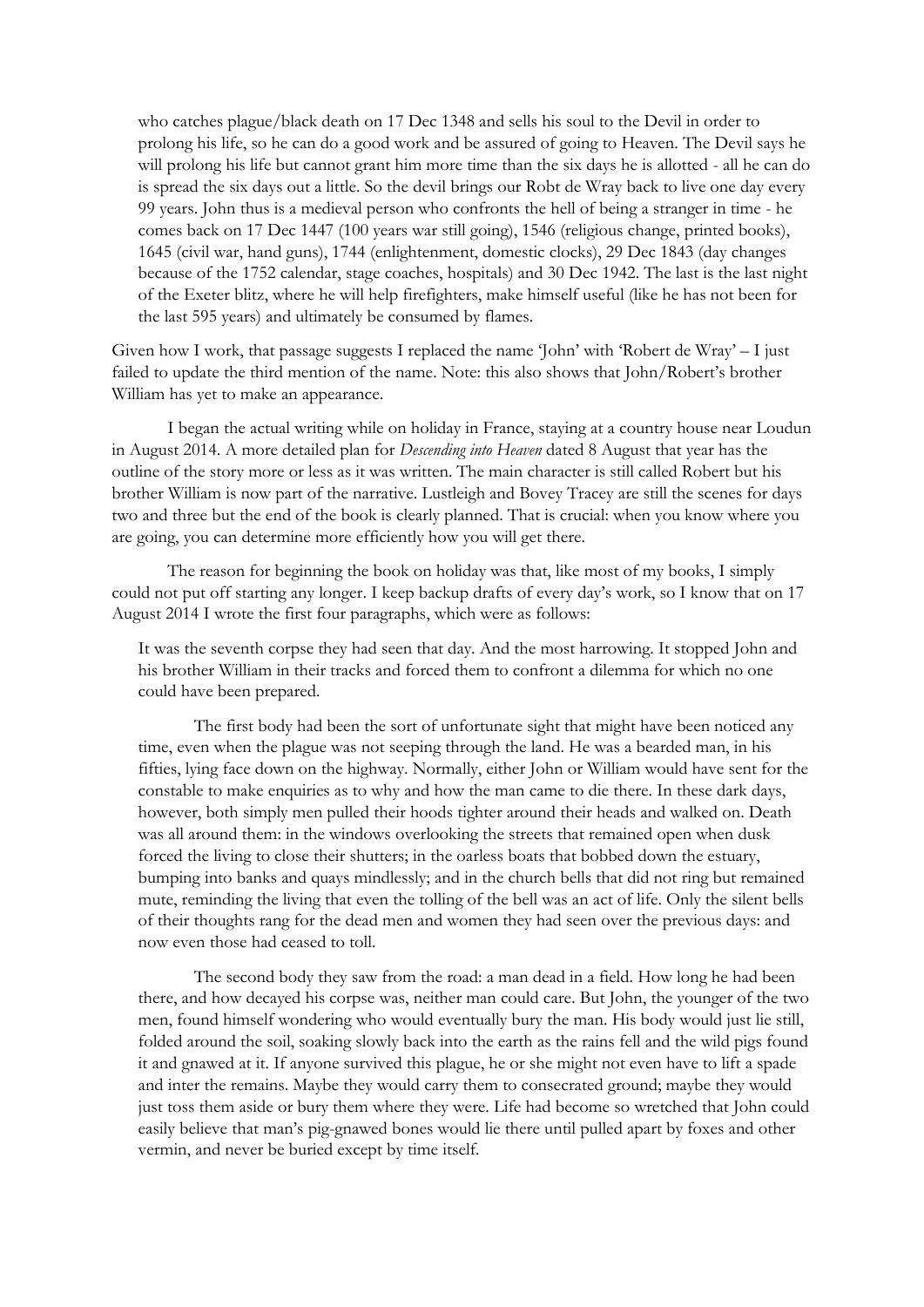> who catches plague/black death on 17 Dec 1348 and sells his soul to the Devil in order to prolong his life, so he can do a good work and be assured of going to Heaven. The Devil says he will prolong his life but cannot grant him more time than the six days he is allotted - all he can do is spread the six days out a little. So the devil brings our Robt de Wray back to live one day every 99 years. John thus is a medieval person who confronts the hell of being a stranger in time - he comes back on 17 Dec 1447 (100 years war still going), 1546 (religious change, printed books), 1645 (civil war, hand guns), 1744 (enlightenment, domestic clocks), 29 Dec 1843 (day changes because of the 1752 calendar, stage coaches, hospitals) and 30 Dec 1942. The last is the last night of the Exeter blitz, where he will help firefighters, make himself useful (like he has not been for the last 595 years) and ultimately be consumed by flames.

Given how I work, that passage suggests I replaced the name 'John' with 'Robert de Wray' – I just failed to update the third mention of the name. Note: this also shows that John/Robert's brother William has yet to make an appearance.

I began the actual writing while on holiday in France, staying at a country house near Loudun in August 2014. A more detailed plan for *Descending into Heaven* dated 8 August that year has the outline of the story more or less as it was written. The main character is still called Robert but his brother William is now part of the narrative. Lustleigh and Bovey Tracey are still the scenes for days two and three but the end of the book is clearly planned. That is crucial: when you know where you are going, you can determine more efficiently how you will get there.

The reason for beginning the book on holiday was that, like most of my books, I simply could not put off starting any longer. I keep backup drafts of every day's work, so I know that on 17 August 2014 I wrote the first four paragraphs, which were as follows:

> It was the seventh corpse they had seen that day. And the most harrowing. It stopped John and his brother William in their tracks and forced them to confront a dilemma for which no one could have been prepared.
>
> The first body had been the sort of unfortunate sight that might have been noticed any time, even when the plague was not seeping through the land. He was a bearded man, in his fifties, lying face down on the highway. Normally, either John or William would have sent for the constable to make enquiries as to why and how the man came to die there. In these dark days, however, both simply men pulled their hoods tighter around their heads and walked on. Death was all around them: in the windows overlooking the streets that remained open when dusk forced the living to close their shutters; in the oarless boats that bobbed down the estuary, bumping into banks and quays mindlessly; and in the church bells that did not ring but remained mute, reminding the living that even the tolling of the bell was an act of life. Only the silent bells of their thoughts rang for the dead men and women they had seen over the previous days: and now even those had ceased to toll.
>
> The second body they saw from the road: a man dead in a field. How long he had been there, and how decayed his corpse was, neither man could care. But John, the younger of the two men, found himself wondering who would eventually bury the man. His body would just lie still, folded around the soil, soaking slowly back into the earth as the rains fell and the wild pigs found it and gnawed at it. If anyone survived this plague, he or she might not even have to lift a spade and inter the remains. Maybe they would carry them to consecrated ground; maybe they would just toss them aside or bury them where they were. Life had become so wretched that John could easily believe that man's pig-gnawed bones would lie there until pulled apart by foxes and other vermin, and never be buried except by time itself.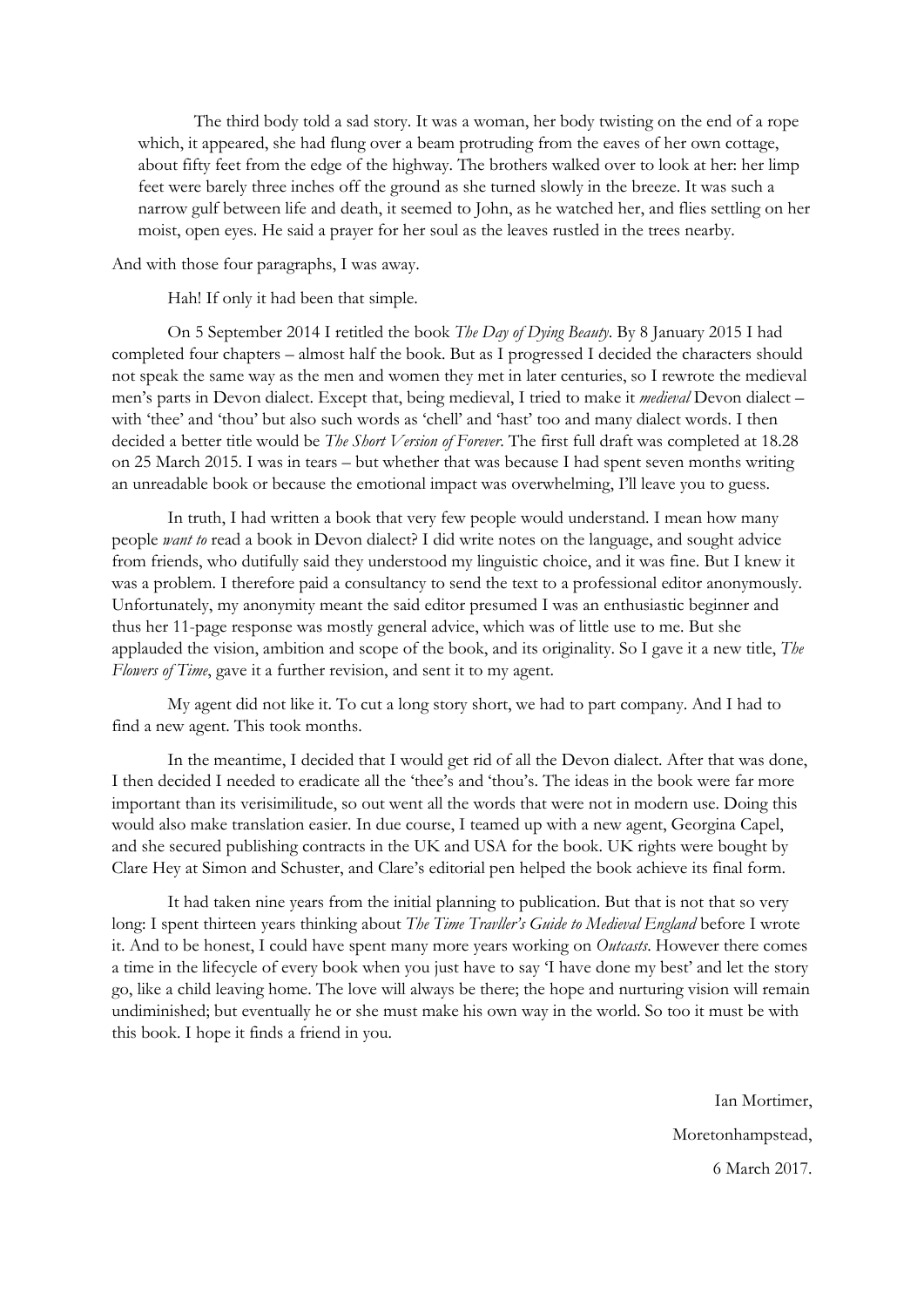The third body told a sad story. It was a woman, her body twisting on the end of a rope which, it appeared, she had flung over a beam protruding from the eaves of her own cottage, about fifty feet from the edge of the highway. The brothers walked over to look at her: her limp feet were barely three inches off the ground as she turned slowly in the breeze. It was such a narrow gulf between life and death, it seemed to John, as he watched her, and flies settling on her moist, open eyes. He said a prayer for her soul as the leaves rustled in the trees nearby.

And with those four paragraphs, I was away.

Hah! If only it had been that simple.

On 5 September 2014 I retitled the book *The Day of Dying Beauty*. By 8 January 2015 I had completed four chapters – almost half the book. But as I progressed I decided the characters should not speak the same way as the men and women they met in later centuries, so I rewrote the medieval men's parts in Devon dialect. Except that, being medieval, I tried to make it *medieval* Devon dialect – with 'thee' and 'thou' but also such words as 'chell' and 'hast' too and many dialect words. I then decided a better title would be *The Short Version of Forever*. The first full draft was completed at 18.28 on 25 March 2015. I was in tears – but whether that was because I had spent seven months writing an unreadable book or because the emotional impact was overwhelming, I'll leave you to guess.

In truth, I had written a book that very few people would understand. I mean how many people *want to* read a book in Devon dialect? I did write notes on the language, and sought advice from friends, who dutifully said they understood my linguistic choice, and it was fine. But I knew it was a problem. I therefore paid a consultancy to send the text to a professional editor anonymously. Unfortunately, my anonymity meant the said editor presumed I was an enthusiastic beginner and thus her 11-page response was mostly general advice, which was of little use to me. But she applauded the vision, ambition and scope of the book, and its originality. So I gave it a new title, *The Flowers of Time*, gave it a further revision, and sent it to my agent.

My agent did not like it. To cut a long story short, we had to part company. And I had to find a new agent. This took months.

In the meantime, I decided that I would get rid of all the Devon dialect. After that was done, I then decided I needed to eradicate all the 'thee's and 'thou's. The ideas in the book were far more important than its verisimilitude, so out went all the words that were not in modern use. Doing this would also make translation easier. In due course, I teamed up with a new agent, Georgina Capel, and she secured publishing contracts in the UK and USA for the book. UK rights were bought by Clare Hey at Simon and Schuster, and Clare's editorial pen helped the book achieve its final form.

It had taken nine years from the initial planning to publication. But that is not that so very long: I spent thirteen years thinking about *The Time Travller's Guide to Medieval England* before I wrote it. And to be honest, I could have spent many more years working on *Outcasts*. However there comes a time in the lifecycle of every book when you just have to say 'I have done my best' and let the story go, like a child leaving home. The love will always be there; the hope and nurturing vision will remain undiminished; but eventually he or she must make his own way in the world. So too it must be with this book. I hope it finds a friend in you.

Ian Mortimer,

Moretonhampstead,

6 March 2017.